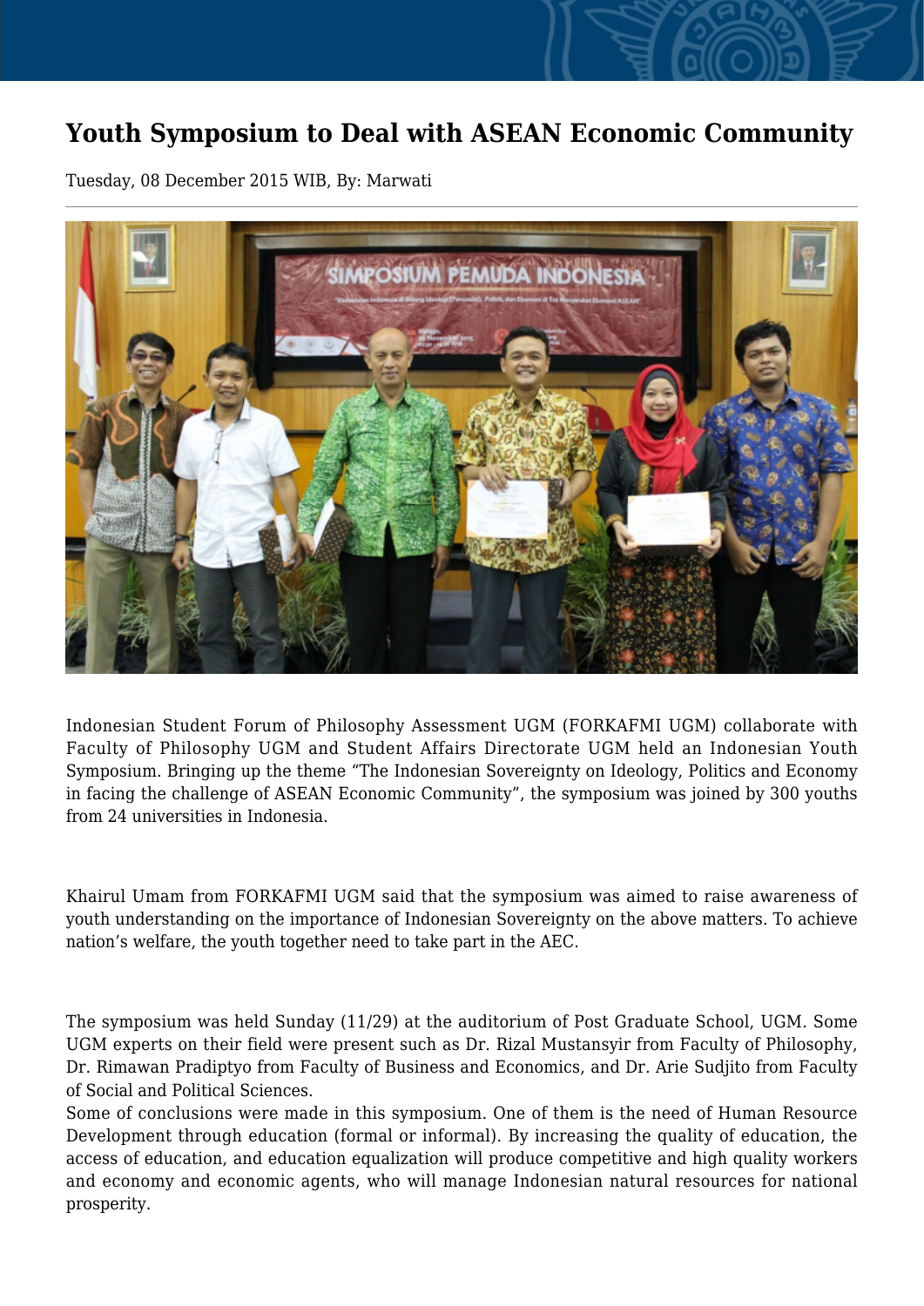# Youth Symposium to Deal with ASEAN Economic Community

Tuesday, 08 December 2015 WIB, By: Marwati

Indonesian Student Forum of Philosophy Assessment UGM (FORKAFMI UGM) collaborate with Faculty of Philosophy UGM and Student Affairs Directorate UGM held an Indonesian Youth Symposium. Bringing up the theme "The Indonesian Sovereignty on Ideology, Politics and Economy in facing the challenge of ASEAN Economic Community", the symposium was joined by 300 youths from 24 universities in Indonesia.

Khairul Umam from FORKAFMI UGM said that the symposium was aimed to raise awareness of youth understanding on the importance of Indonesian Sovereignty on the above matters. To achieve nation's welfare, the youth together need to take part in the AEC.

The symposium was held Sunday (11/29) at the auditorium of Post Graduate School, UGM. Some UGM experts on their field were present such as Dr. Rizal Mustansyir from Faculty of Philosophy, Dr. Rimawan Pradiptyo from Faculty of Business and Economics, and Dr. Arie Sudjito from Faculty of Social and Political Sciences.

Some of conclusions were made in this symposium. One of them is the need of Human Resource Development through education (formal or informal). By increasing the quality of education, the access of education, and education equalization will produce competitive and high quality workers and economy and economic agents, who will manage Indonesian natural resources for national prosperity.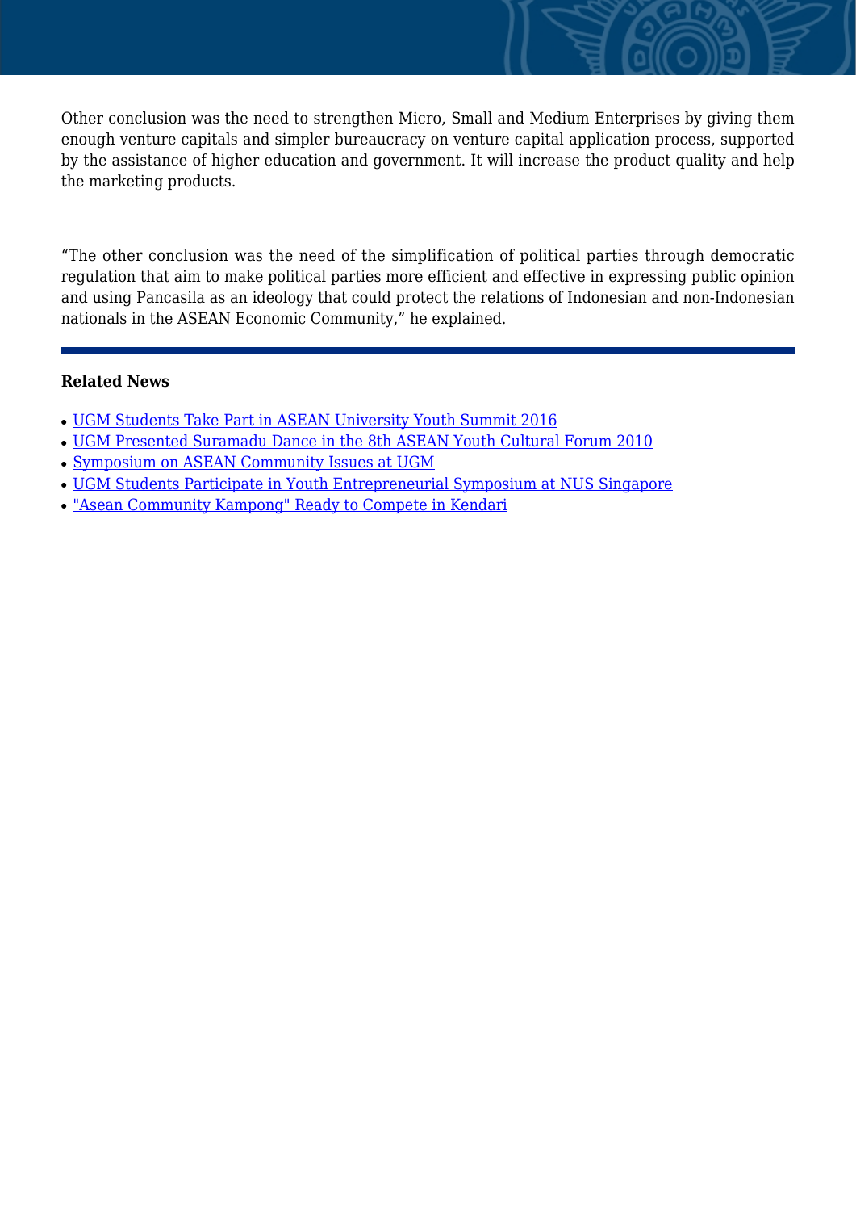Other conclusion was the need to strengthen Micro, Small and Medium Enterprises by giving them enough venture capitals and simpler bureaucracy on venture capital application process, supported by the assistance of higher education and government. It will increase the product quality and help the marketing products.

“The other conclusion was the need of the simplification of political parties through democratic regulation that aim to make political parties more efficient and effective in expressing public opinion and using Pancasila as an ideology that could protect the relations of Indonesian and non-Indonesian nationals in the ASEAN Economic Community,” he explained.

---

**Related News**

- UGM Students Take Part in ASEAN University Youth Summit 2016
- UGM Presented Suramadu Dance in the 8th ASEAN Youth Cultural Forum 2010
- Symposium on ASEAN Community Issues at UGM
- UGM Students Participate in Youth Entrepreneurial Symposium at NUS Singapore
- "Asean Community Kampong" Ready to Compete in Kendari